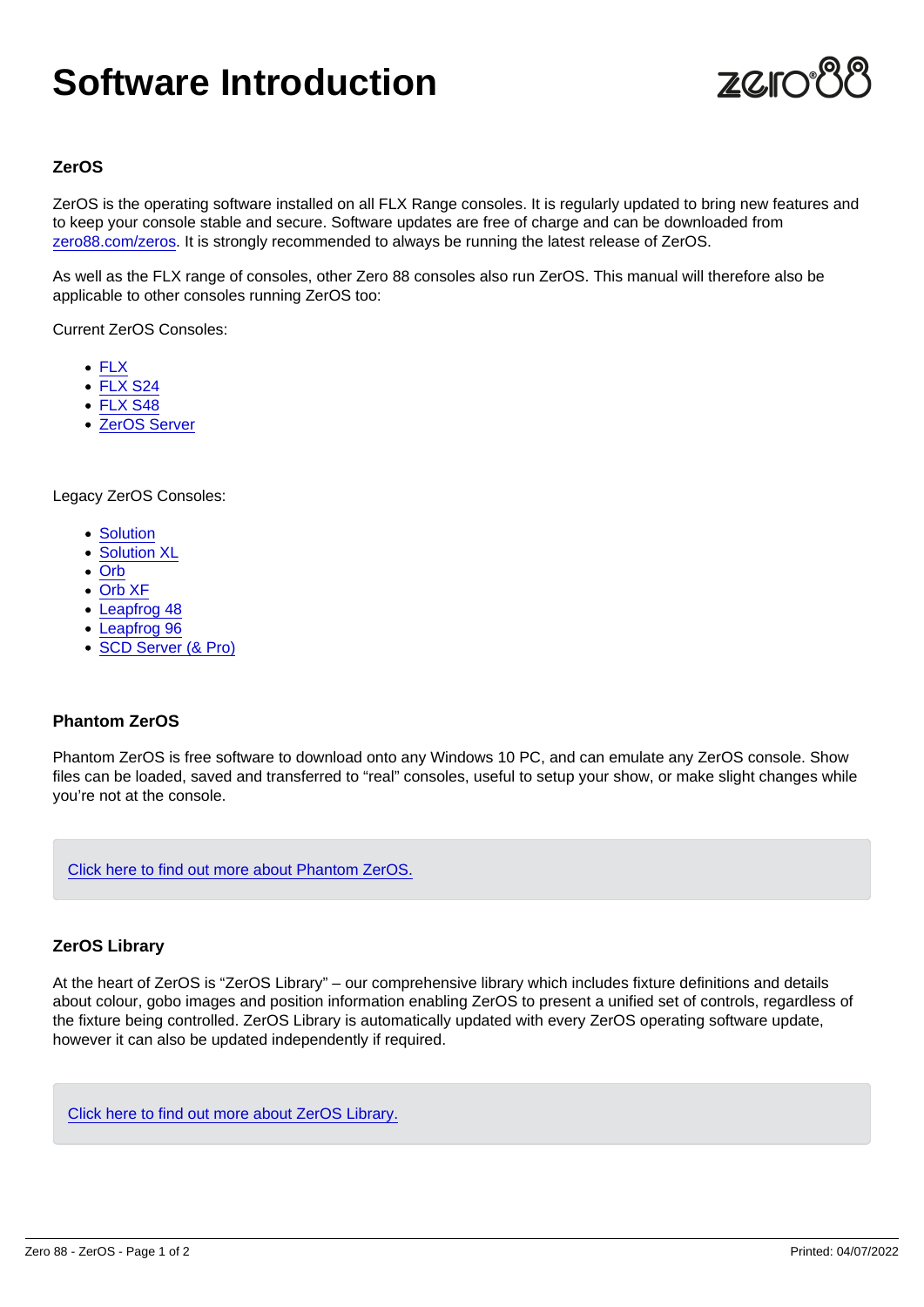# Software Introduction

### ZerOS

ZerOS is the operating software installed on all FLX Range consoles. It is regularly updated to bring new features and to keep your console stable and secure. Software updates are free of charge and can be downloaded from zero88.com/zeros. It is strongly recommended to always be running the latest release of ZerOS.

As well as the FLX range of consoles, other Zero 88 consoles also run ZerOS. This manual will therefore also be applicable to other consoles running ZerOS too:

Current ZerOS Consoles:

- FLX
- FLX S24
- FLX S48
- ZerOS Server

Legacy ZerOS Consoles:

- Solution
- Solution XL
- Orb
- Orb XF
- Leapfrog 48
- Leapfrog 96
- SCD Server (& Pro)

### Phantom ZerOS

Phantom ZerOS is free software to download onto any Windows 10 PC, and can emulate any ZerOS console. Show files can be loaded, saved and transferred to "real" consoles, useful to setup your show, or make slight changes while you're not at the console.

Click here to find out more about Phantom ZerOS.

### ZerOS Library

At the heart of ZerOS is "ZerOS Library" – our comprehensive library which includes fixture definitions and details about colour, gobo images and position information enabling ZerOS to present a unified set of controls, regardless of the fixture being controlled. ZerOS Library is automatically updated with every ZerOS operating software update, however it can also be updated independently if required.

Click here to find out more about ZerOS Library.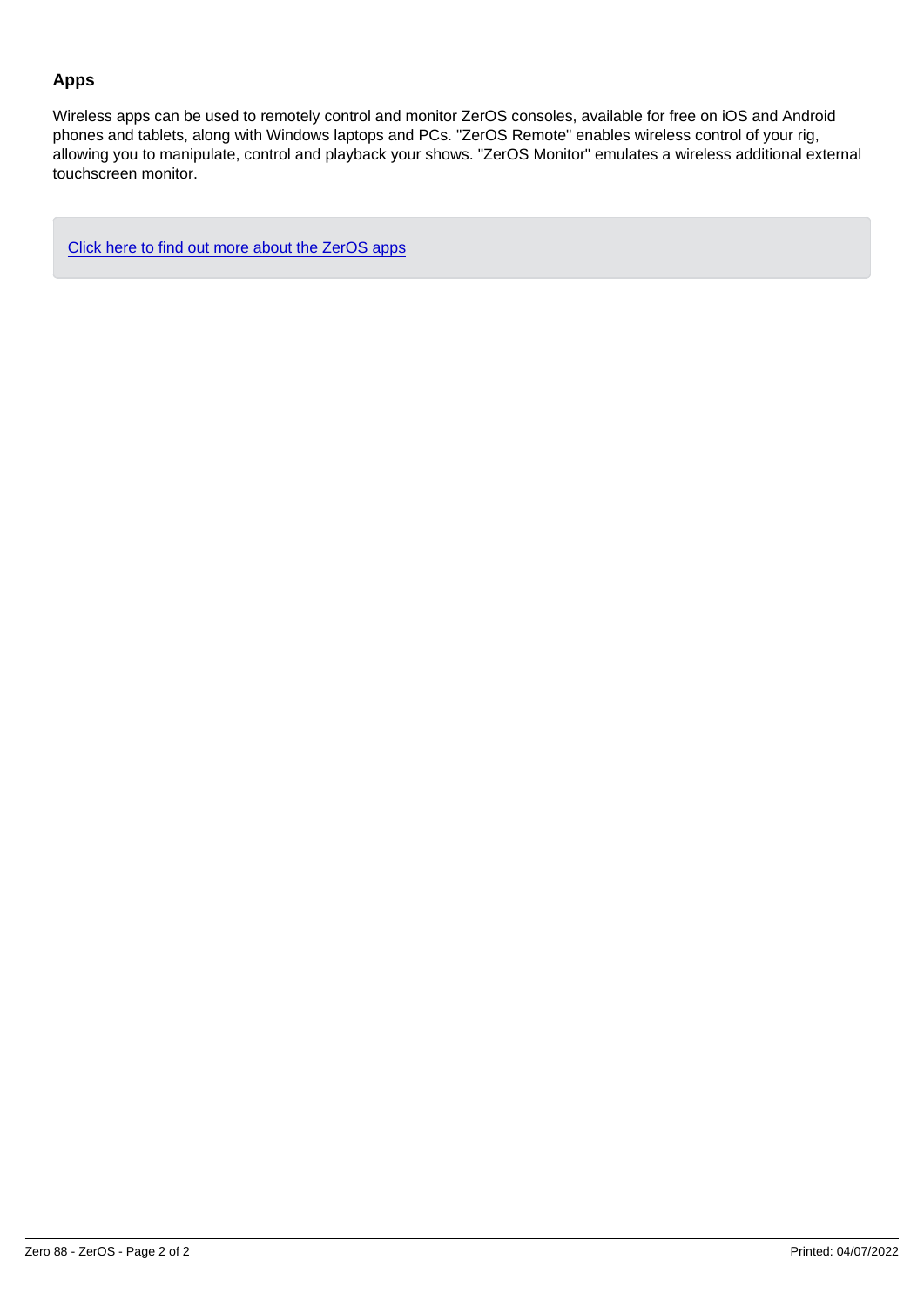### Apps

Wireless apps can be used to remotely control and monitor ZerOS consoles, available for free on iOS and Android phones and tablets, along with Windows laptops and PCs. "ZerOS Remote" enables wireless control of your rig, allowing you to manipulate, control and playback your shows. "ZerOS Monitor" emulates a wireless additional external touchscreen monitor.

Click here to find out more about the ZerOS apps